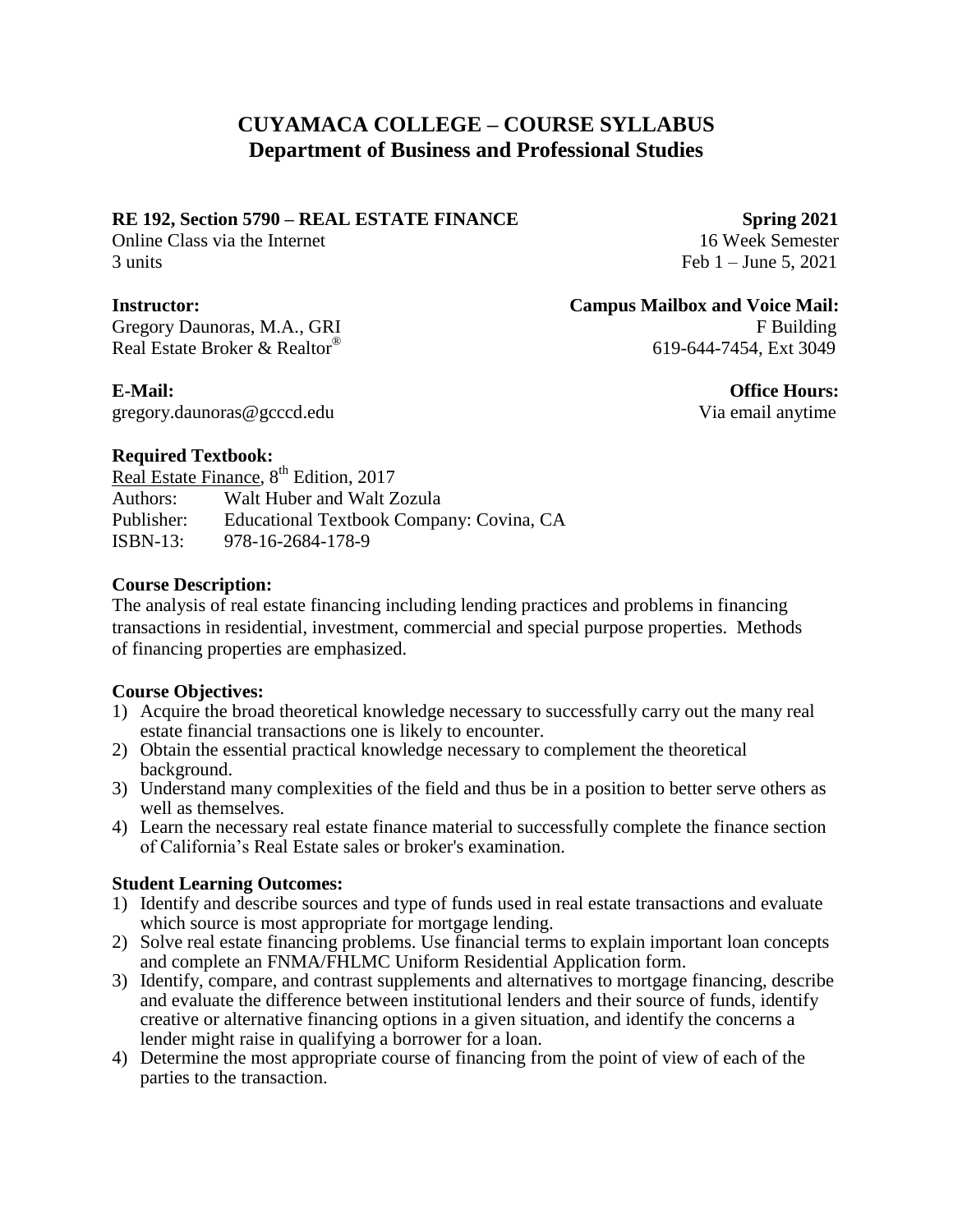# CUYAMACA COLLEGE – COURSE SYLLABUS
## Department of Business and Professional Studies

**RE 192, Section 5790 – REAL ESTATE FINANCE** — **Spring 2021**
Online Class via the Internet — 16 Week Semester
3 units — Feb 1 – June 5, 2021

**Instructor:**
Gregory Daunoras, M.A., GRI
Real Estate Broker & Realtor®

**Campus Mailbox and Voice Mail:**
F Building
619-644-7454, Ext 3049

**E-Mail:**
gregory.daunoras@gcccd.edu

**Office Hours:**
Via email anytime

**Required Textbook:**
Real Estate Finance, 8th Edition, 2017
Authors: Walt Huber and Walt Zozula
Publisher: Educational Textbook Company: Covina, CA
ISBN-13: 978-16-2684-178-9

**Course Description:**
The analysis of real estate financing including lending practices and problems in financing transactions in residential, investment, commercial and special purpose properties. Methods of financing properties are emphasized.

**Course Objectives:**
1) Acquire the broad theoretical knowledge necessary to successfully carry out the many real estate financial transactions one is likely to encounter.
2) Obtain the essential practical knowledge necessary to complement the theoretical background.
3) Understand many complexities of the field and thus be in a position to better serve others as well as themselves.
4) Learn the necessary real estate finance material to successfully complete the finance section of California's Real Estate sales or broker's examination.

**Student Learning Outcomes:**
1) Identify and describe sources and type of funds used in real estate transactions and evaluate which source is most appropriate for mortgage lending.
2) Solve real estate financing problems. Use financial terms to explain important loan concepts and complete an FNMA/FHLMC Uniform Residential Application form.
3) Identify, compare, and contrast supplements and alternatives to mortgage financing, describe and evaluate the difference between institutional lenders and their source of funds, identify creative or alternative financing options in a given situation, and identify the concerns a lender might raise in qualifying a borrower for a loan.
4) Determine the most appropriate course of financing from the point of view of each of the parties to the transaction.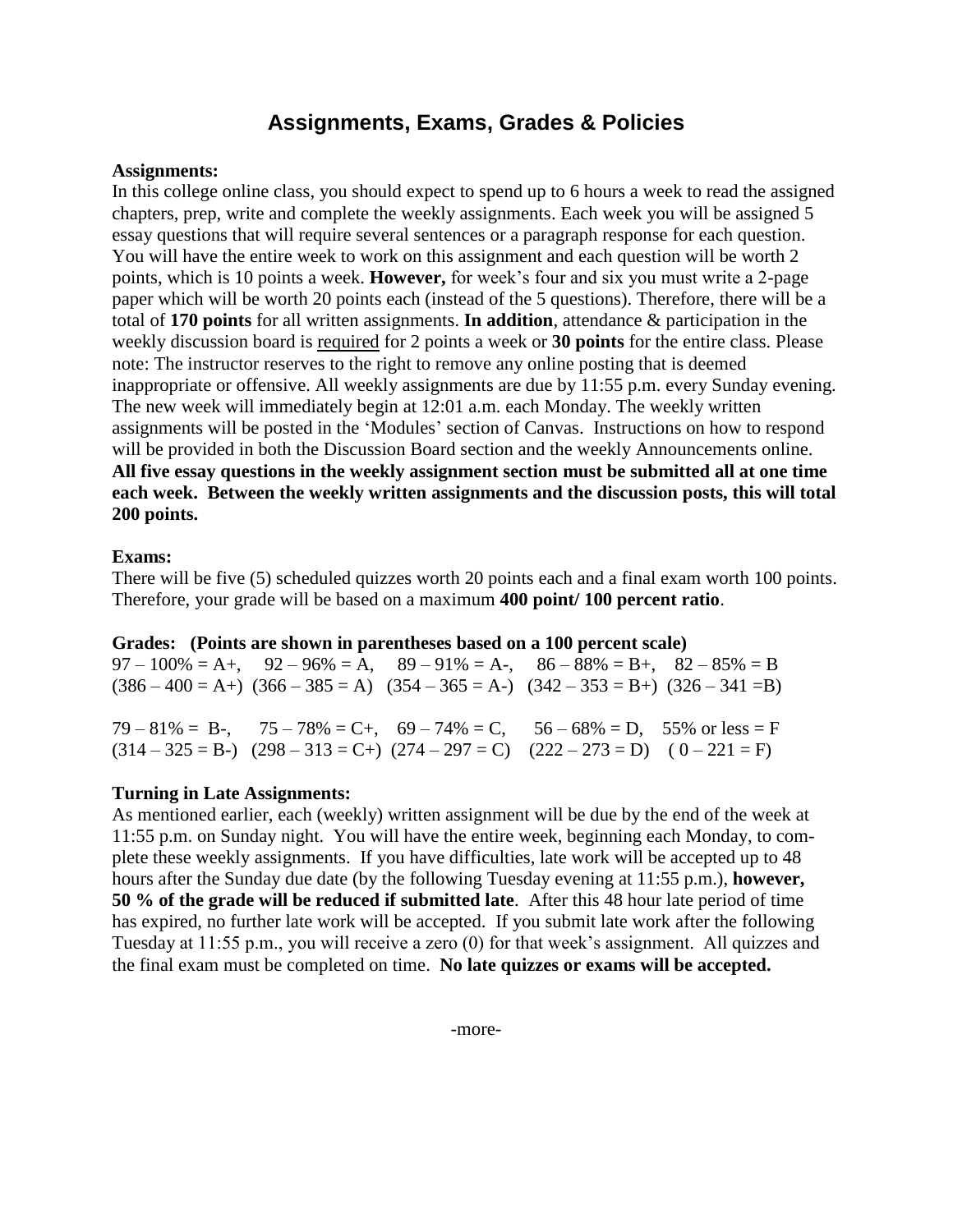# Assignments, Exams, Grades & Policies

**Assignments:**

In this college online class, you should expect to spend up to 6 hours a week to read the assigned chapters, prep, write and complete the weekly assignments. Each week you will be assigned 5 essay questions that will require several sentences or a paragraph response for each question. You will have the entire week to work on this assignment and each question will be worth 2 points, which is 10 points a week. **However,** for week's four and six you must write a 2-page paper which will be worth 20 points each (instead of the 5 questions). Therefore, there will be a total of **170 points** for all written assignments. **In addition**, attendance & participation in the weekly discussion board is required for 2 points a week or **30 points** for the entire class. Please note: The instructor reserves to the right to remove any online posting that is deemed inappropriate or offensive. All weekly assignments are due by 11:55 p.m. every Sunday evening. The new week will immediately begin at 12:01 a.m. each Monday. The weekly written assignments will be posted in the 'Modules' section of Canvas. Instructions on how to respond will be provided in both the Discussion Board section and the weekly Announcements online. **All five essay questions in the weekly assignment section must be submitted all at one time each week. Between the weekly written assignments and the discussion posts, this will total 200 points.**

**Exams:**

There will be five (5) scheduled quizzes worth 20 points each and a final exam worth 100 points. Therefore, your grade will be based on a maximum **400 point/ 100 percent ratio**.

**Grades: (Points are shown in parentheses based on a 100 percent scale)**

97 – 100% = A+, 92 – 96% = A, 89 – 91% = A-, 86 – 88% = B+, 82 – 85% = B
(386 – 400 = A+) (366 – 385 = A) (354 – 365 = A-) (342 – 353 = B+) (326 – 341 =B)

79 – 81% = B-, 75 – 78% = C+, 69 – 74% = C, 56 – 68% = D, 55% or less = F
(314 – 325 = B-) (298 – 313 = C+) (274 – 297 = C) (222 – 273 = D) ( 0 – 221 = F)

**Turning in Late Assignments:**

As mentioned earlier, each (weekly) written assignment will be due by the end of the week at 11:55 p.m. on Sunday night. You will have the entire week, beginning each Monday, to complete these weekly assignments. If you have difficulties, late work will be accepted up to 48 hours after the Sunday due date (by the following Tuesday evening at 11:55 p.m.), **however, 50 % of the grade will be reduced if submitted late**. After this 48 hour late period of time has expired, no further late work will be accepted. If you submit late work after the following Tuesday at 11:55 p.m., you will receive a zero (0) for that week's assignment. All quizzes and the final exam must be completed on time. **No late quizzes or exams will be accepted.**

-more-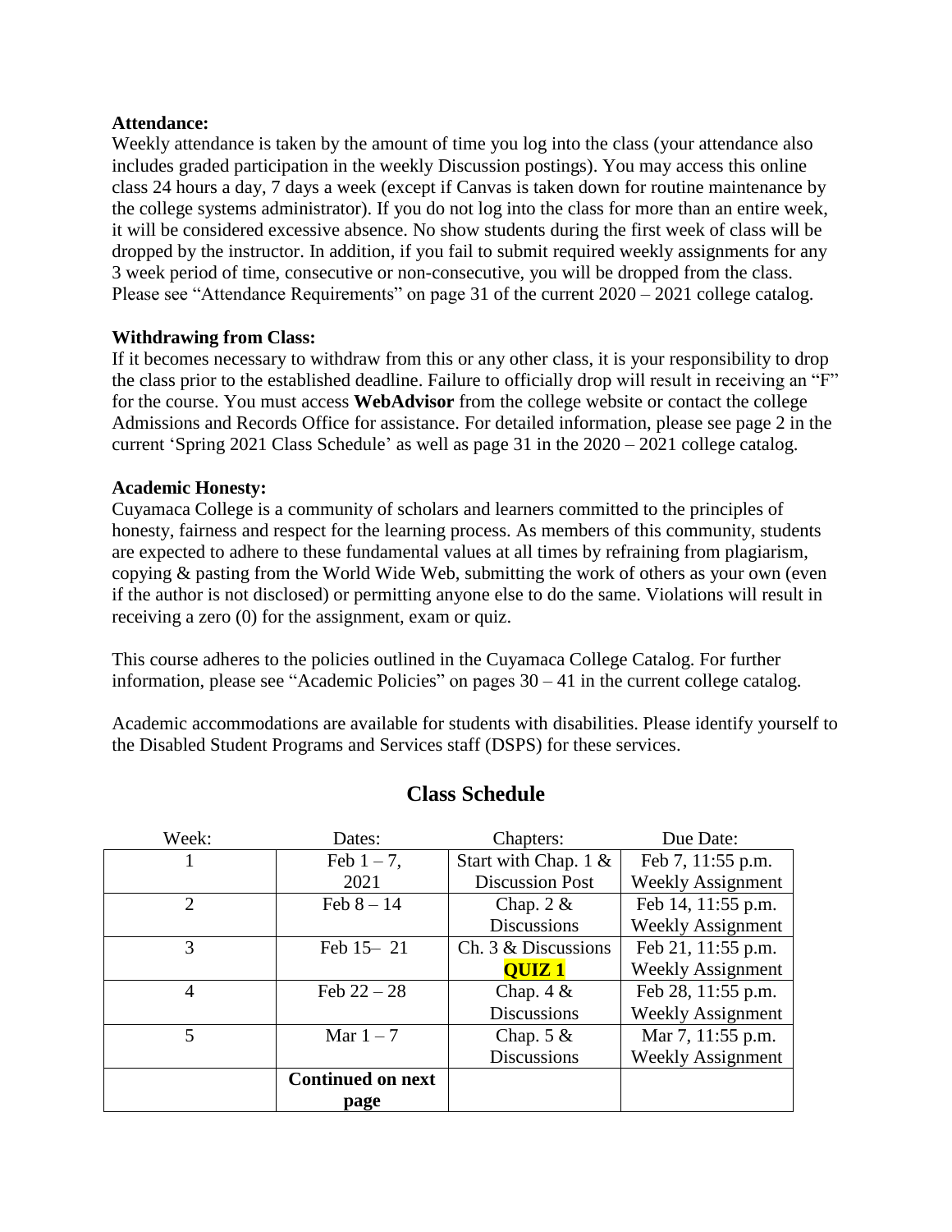**Attendance:**
Weekly attendance is taken by the amount of time you log into the class (your attendance also includes graded participation in the weekly Discussion postings). You may access this online class 24 hours a day, 7 days a week (except if Canvas is taken down for routine maintenance by the college systems administrator). If you do not log into the class for more than an entire week, it will be considered excessive absence. No show students during the first week of class will be dropped by the instructor. In addition, if you fail to submit required weekly assignments for any 3 week period of time, consecutive or non-consecutive, you will be dropped from the class. Please see "Attendance Requirements" on page 31 of the current 2020 – 2021 college catalog.

**Withdrawing from Class:**
If it becomes necessary to withdraw from this or any other class, it is your responsibility to drop the class prior to the established deadline. Failure to officially drop will result in receiving an "F" for the course. You must access **WebAdvisor** from the college website or contact the college Admissions and Records Office for assistance. For detailed information, please see page 2 in the current 'Spring 2021 Class Schedule' as well as page 31 in the 2020 – 2021 college catalog.

**Academic Honesty:**
Cuyamaca College is a community of scholars and learners committed to the principles of honesty, fairness and respect for the learning process. As members of this community, students are expected to adhere to these fundamental values at all times by refraining from plagiarism, copying & pasting from the World Wide Web, submitting the work of others as your own (even if the author is not disclosed) or permitting anyone else to do the same. Violations will result in receiving a zero (0) for the assignment, exam or quiz.

This course adheres to the policies outlined in the Cuyamaca College Catalog. For further information, please see "Academic Policies" on pages 30 – 41 in the current college catalog.

Academic accommodations are available for students with disabilities. Please identify yourself to the Disabled Student Programs and Services staff (DSPS) for these services.

## Class Schedule

| Week: | Dates: | Chapters: | Due Date: |
|---|---|---|---|
| 1 | Feb 1 – 7, 2021 | Start with Chap. 1 & Discussion Post | Feb 7, 11:55 p.m. Weekly Assignment |
| 2 | Feb 8 – 14 | Chap. 2 & Discussions | Feb 14, 11:55 p.m. Weekly Assignment |
| 3 | Feb 15– 21 | Ch. 3 & Discussions **QUIZ 1** | Feb 21, 11:55 p.m. Weekly Assignment |
| 4 | Feb 22 – 28 | Chap. 4 & Discussions | Feb 28, 11:55 p.m. Weekly Assignment |
| 5 | Mar 1 – 7 | Chap. 5 & Discussions | Mar 7, 11:55 p.m. Weekly Assignment |
| | **Continued on next page** | | |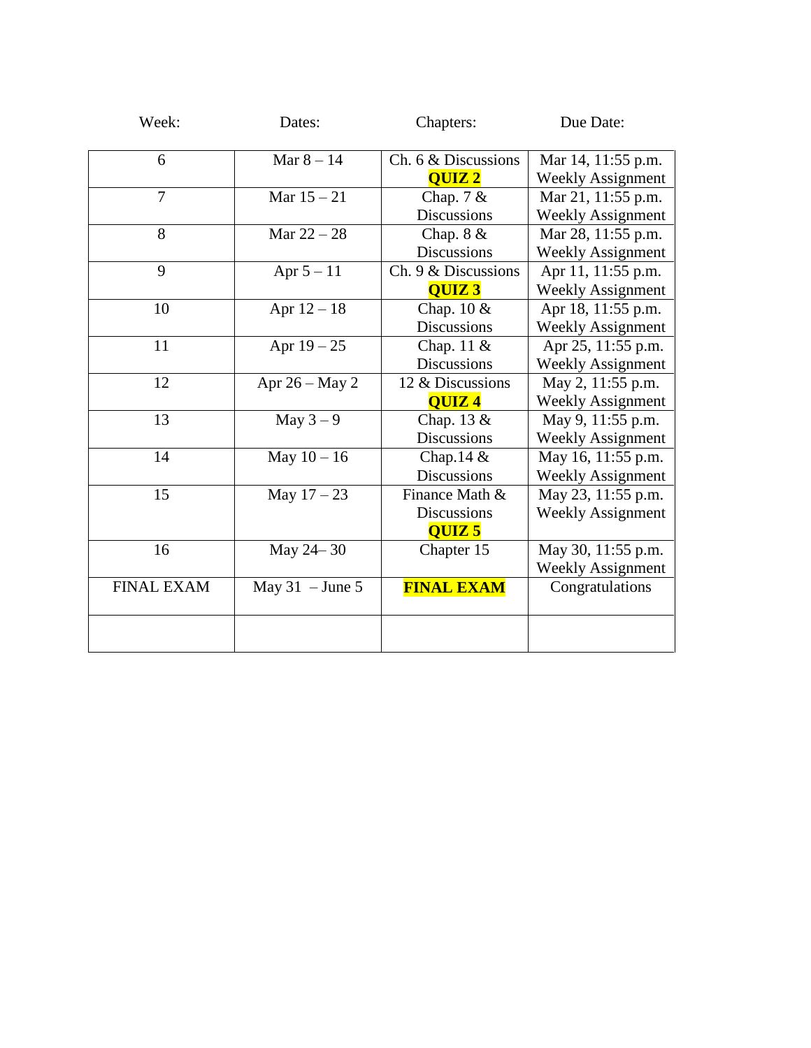| Week: | Dates: | Chapters: | Due Date: |
|---|---|---|---|
| 6 | Mar 8 – 14 | Ch. 6 & Discussions **QUIZ 2** | Mar 14, 11:55 p.m. Weekly Assignment |
| 7 | Mar 15 – 21 | Chap. 7 & Discussions | Mar 21, 11:55 p.m. Weekly Assignment |
| 8 | Mar 22 – 28 | Chap. 8 & Discussions | Mar 28, 11:55 p.m. Weekly Assignment |
| 9 | Apr 5 – 11 | Ch. 9 & Discussions **QUIZ 3** | Apr 11, 11:55 p.m. Weekly Assignment |
| 10 | Apr 12 – 18 | Chap. 10 & Discussions | Apr 18, 11:55 p.m. Weekly Assignment |
| 11 | Apr 19 – 25 | Chap. 11 & Discussions | Apr 25, 11:55 p.m. Weekly Assignment |
| 12 | Apr 26 – May 2 | 12 & Discussions **QUIZ 4** | May 2, 11:55 p.m. Weekly Assignment |
| 13 | May 3 – 9 | Chap. 13 & Discussions | May 9, 11:55 p.m. Weekly Assignment |
| 14 | May 10 – 16 | Chap.14 & Discussions | May 16, 11:55 p.m. Weekly Assignment |
| 15 | May 17 – 23 | Finance Math & Discussions **QUIZ 5** | May 23, 11:55 p.m. Weekly Assignment |
| 16 | May 24– 30 | Chapter 15 | May 30, 11:55 p.m. Weekly Assignment |
| FINAL EXAM | May 31 – June 5 | **FINAL EXAM** | Congratulations |
| | | | |